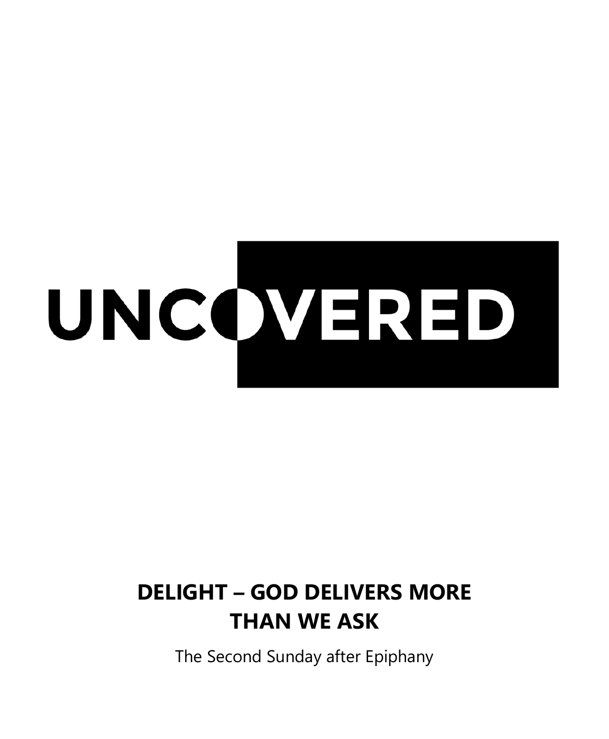# UNCOVERED

## DELIGHT – GOD DELIVERS MORE THAN WE ASK

The Second Sunday after Epiphany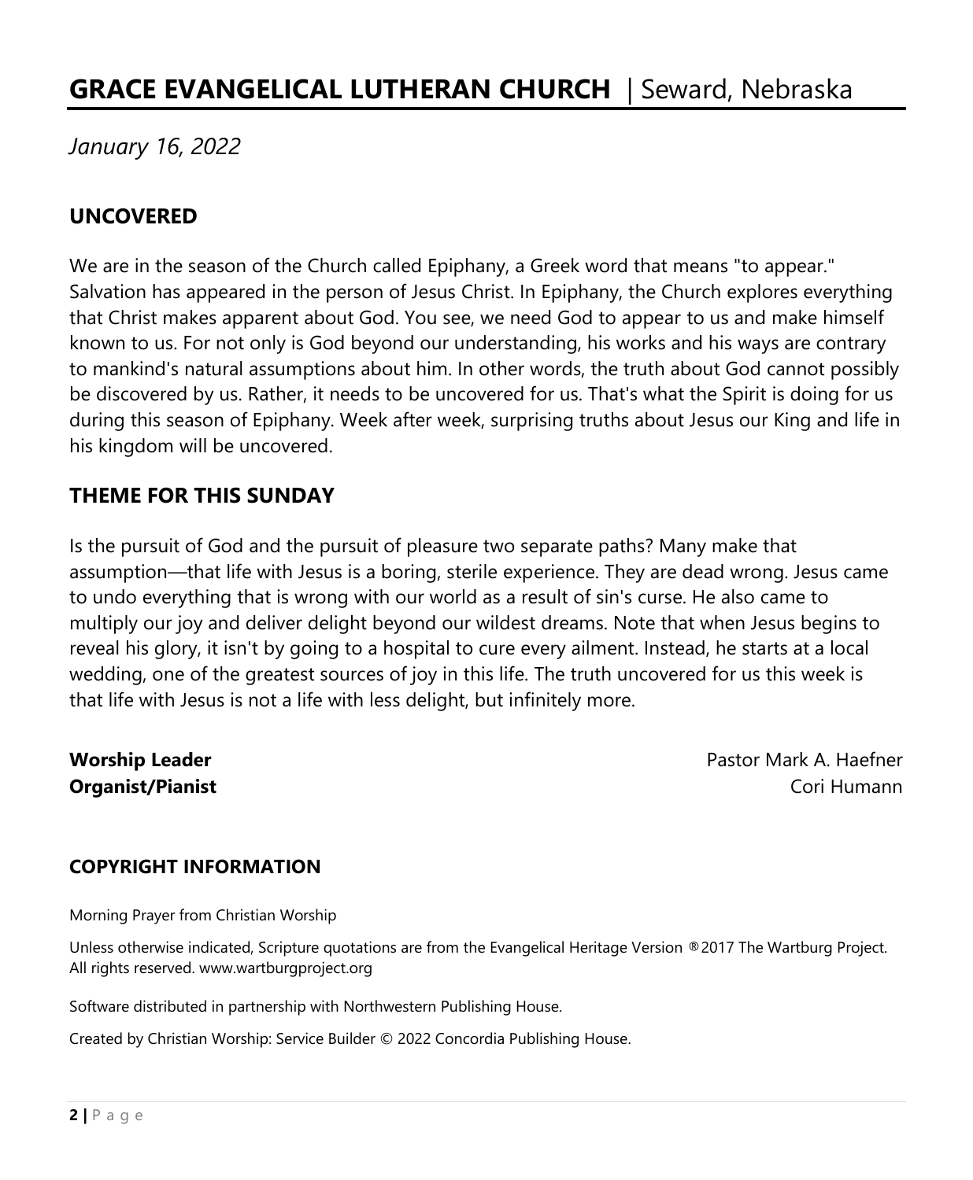# GRACE EVANGELICAL LUTHERAN CHURCH | Seward, Nebraska

*January 16, 2022*

## UNCOVERED

We are in the season of the Church called Epiphany, a Greek word that means "to appear." Salvation has appeared in the person of Jesus Christ. In Epiphany, the Church explores everything that Christ makes apparent about God. You see, we need God to appear to us and make himself known to us. For not only is God beyond our understanding, his works and his ways are contrary to mankind's natural assumptions about him. In other words, the truth about God cannot possibly be discovered by us. Rather, it needs to be uncovered for us. That's what the Spirit is doing for us during this season of Epiphany. Week after week, surprising truths about Jesus our King and life in his kingdom will be uncovered.

## THEME FOR THIS SUNDAY

Is the pursuit of God and the pursuit of pleasure two separate paths? Many make that assumption—that life with Jesus is a boring, sterile experience. They are dead wrong. Jesus came to undo everything that is wrong with our world as a result of sin's curse. He also came to multiply our joy and deliver delight beyond our wildest dreams. Note that when Jesus begins to reveal his glory, it isn't by going to a hospital to cure every ailment. Instead, he starts at a local wedding, one of the greatest sources of joy in this life. The truth uncovered for us this week is that life with Jesus is not a life with less delight, but infinitely more.

**Worship Leader** Pastor Mark A. Haefner
**Organist/Pianist** Cori Humann

### COPYRIGHT INFORMATION

Morning Prayer from Christian Worship

Unless otherwise indicated, Scripture quotations are from the Evangelical Heritage Version ®2017 The Wartburg Project. All rights reserved. www.wartburgproject.org

Software distributed in partnership with Northwestern Publishing House.

Created by Christian Worship: Service Builder © 2022 Concordia Publishing House.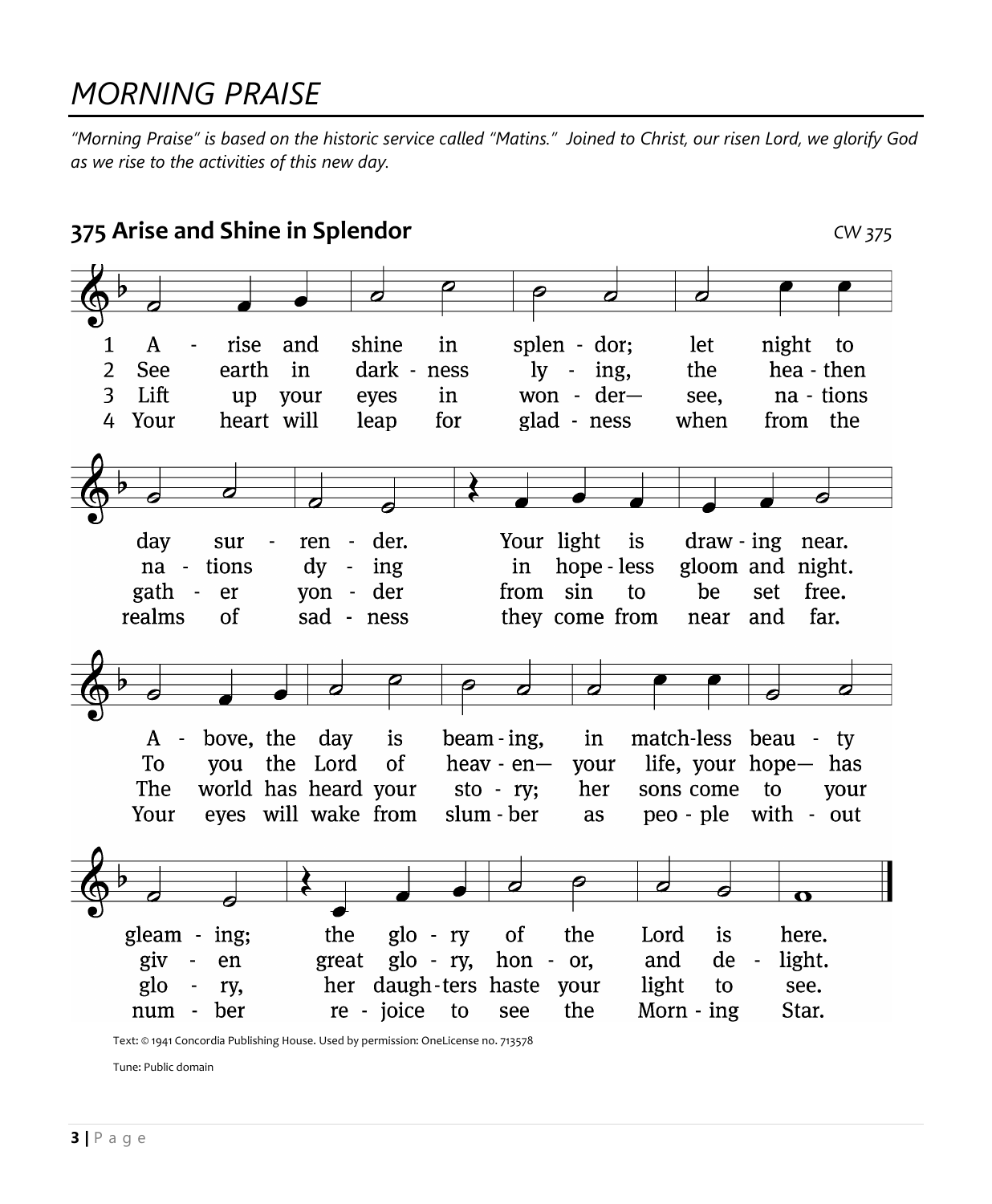# MORNING PRAISE

*"Morning Praise" is based on the historic service called "Matins." Joined to Christ, our risen Lord, we glorify God as we rise to the activities of this new day.*

## 375 Arise and Shine in Splendor

CW 375

1 Arise and shine in splendor; let night to day surrender. Your light is drawing near. Above, the day is beaming, in matchless beauty gleaming; the glory of the Lord is here.

2 See earth in darkness lying, the heathen nations dying in hopeless gloom and night. To you the Lord of heaven— your life, your hope— has given great glory, honor, and delight.

3 Lift up your eyes in wonder— see, nations gather yonder from sin to be set free. The world has heard your story; her sons come to your glory, her daughters haste your light to see.

4 Your heart will leap for gladness when from the realms of sadness they come from near and far. Your eyes will wake from slumber as people without number rejoice to see the Morning Star.

Text: © 1941 Concordia Publishing House. Used by permission: OneLicense no. 713578

Tune: Public domain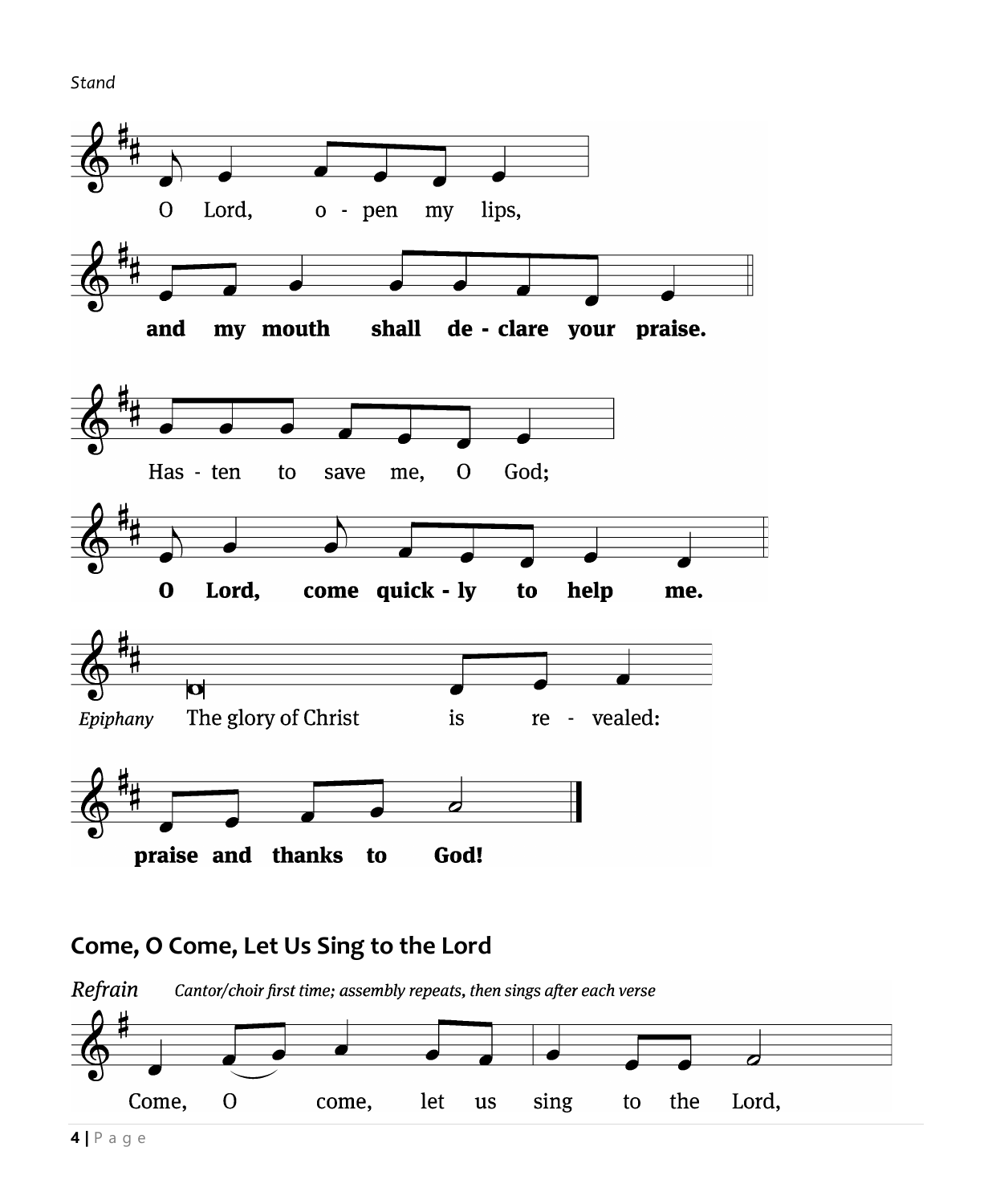*Stand*

O Lord, o - pen my lips,

**and my mouth shall de - clare your praise.**

Has - ten to save me, O God;

**O Lord, come quick - ly to help me.**

*Epiphany* The glory of Christ is re - vealed:

**praise and thanks to God!**

## Come, O Come, Let Us Sing to the Lord

*Refrain* *Cantor/choir first time; assembly repeats, then sings after each verse*

Come, O come, let us sing to the Lord,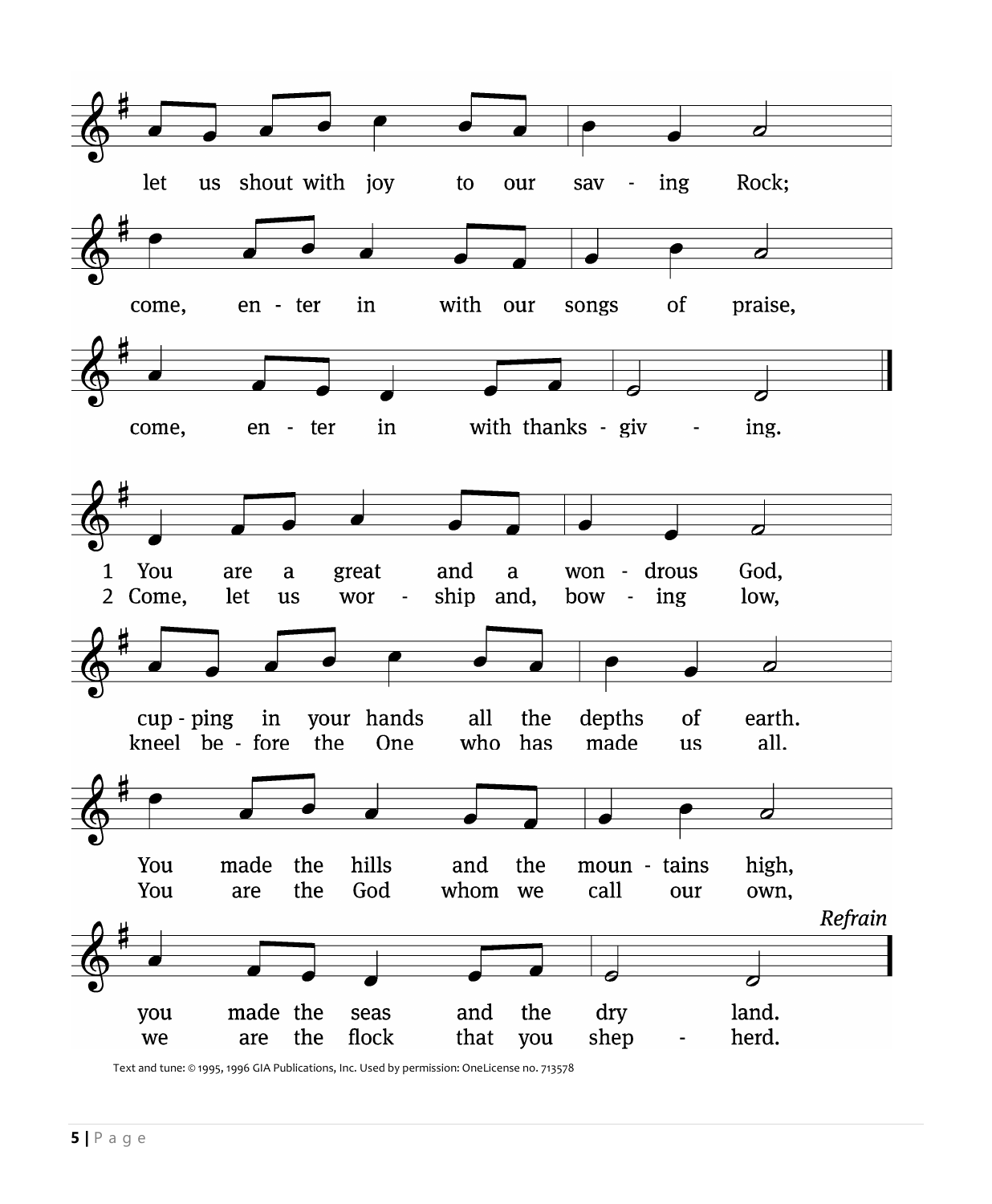let us shout with joy to our saving Rock;
come, enter in with our songs of praise,
come, enter in with thanksgiving.

1 You are a great and a wondrous God,
cupping in your hands all the depths of earth.
You made the hills and the mountains high,
you made the seas and the dry land.

2 Come, let us worship and, bowing low,
kneel before the One who has made us all.
You are the God whom we call our own,
we are the flock that you shepherd.

*Refrain*

Text and tune: © 1995, 1996 GIA Publications, Inc. Used by permission: OneLicense no. 713578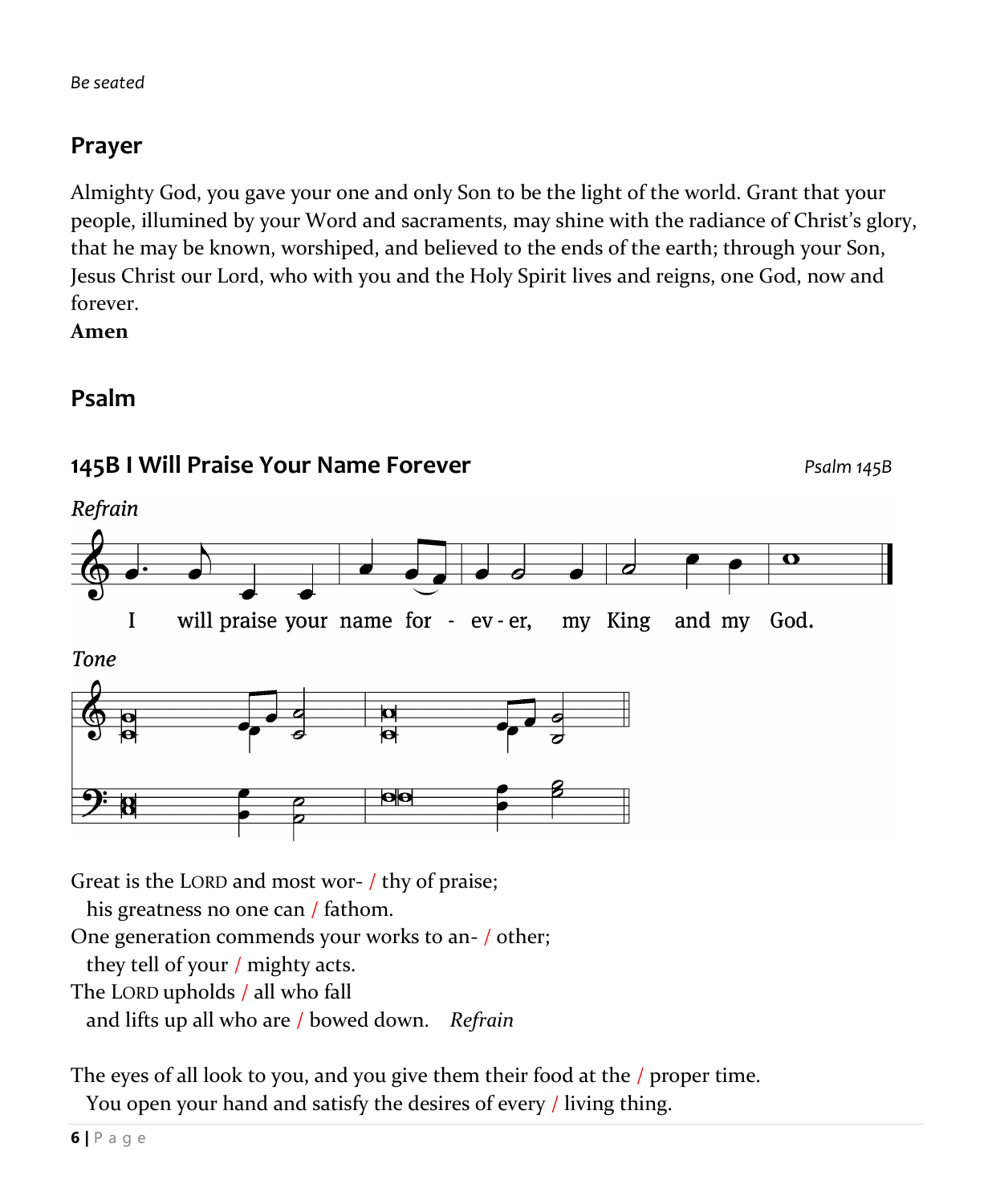*Be seated*

## Prayer

Almighty God, you gave your one and only Son to be the light of the world. Grant that your people, illumined by your Word and sacraments, may shine with the radiance of Christ's glory, that he may be known, worshiped, and believed to the ends of the earth; through your Son, Jesus Christ our Lord, who with you and the Holy Spirit lives and reigns, one God, now and forever.
**Amen**

## Psalm

### 145B I Will Praise Your Name Forever

*Psalm 145B*

*Refrain*

I will praise your name for - ev - er, my King and my God.

*Tone*

Great is the LORD and most wor- / thy of praise;
  his greatness no one can / fathom.
One generation commends your works to an- / other;
  they tell of your / mighty acts.
The LORD upholds / all who fall
  and lifts up all who are / bowed down. *Refrain*

The eyes of all look to you, and you give them their food at the / proper time.
  You open your hand and satisfy the desires of every / living thing.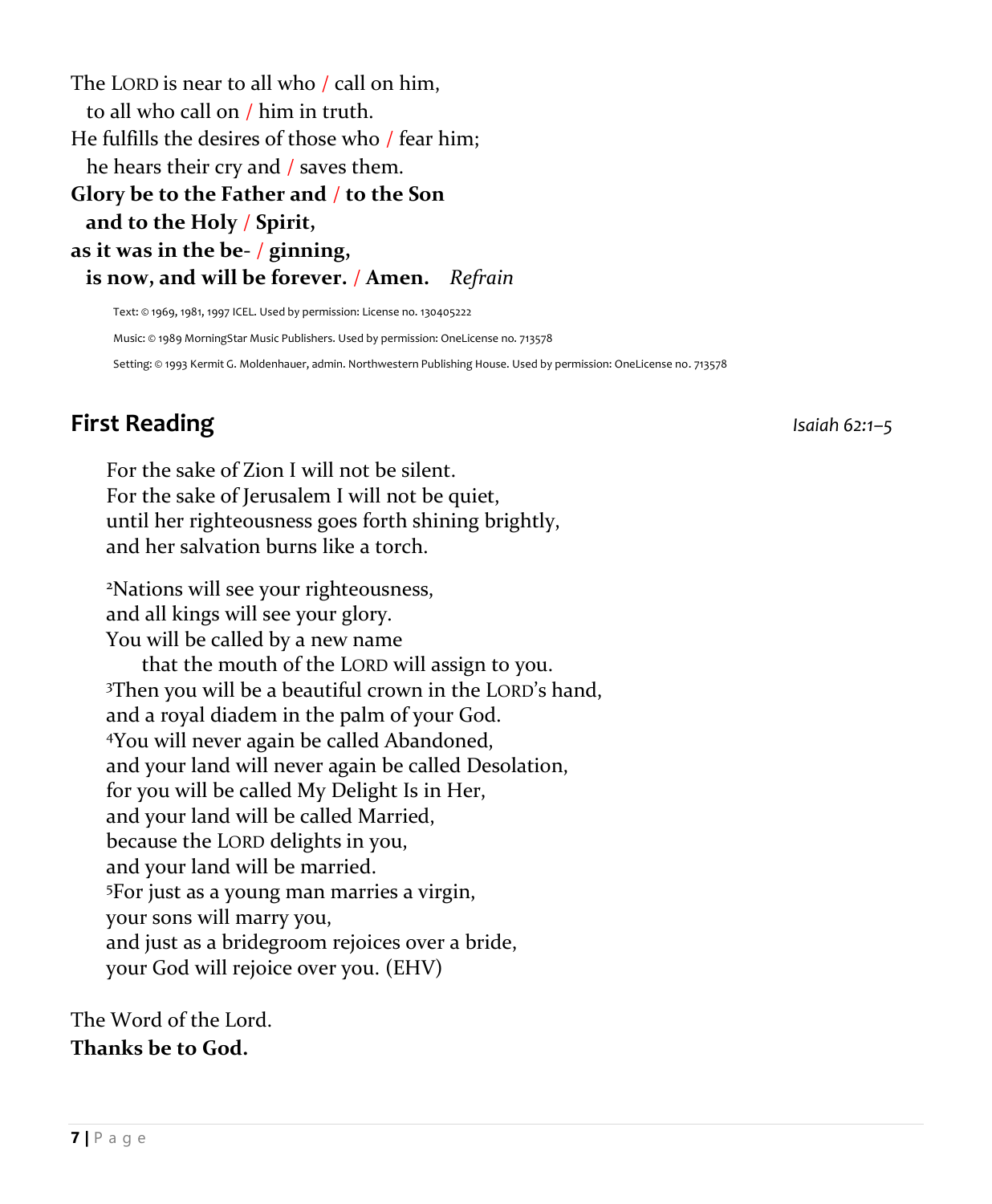The LORD is near to all who / call on him,
  to all who call on / him in truth.
He fulfills the desires of those who / fear him;
  he hears their cry and / saves them.
**Glory be to the Father and / to the Son**
  **and to the Holy / Spirit,**
**as it was in the be- / ginning,**
  **is now, and will be forever. / Amen.** *Refrain*

Text: © 1969, 1981, 1997 ICEL. Used by permission: License no. 130405222

Music: © 1989 MorningStar Music Publishers. Used by permission: OneLicense no. 713578

Setting: © 1993 Kermit G. Moldenhauer, admin. Northwestern Publishing House. Used by permission: OneLicense no. 713578

## First Reading

*Isaiah 62:1–5*

For the sake of Zion I will not be silent.
For the sake of Jerusalem I will not be quiet,
until her righteousness goes forth shining brightly,
and her salvation burns like a torch.

2Nations will see your righteousness,
and all kings will see your glory.
You will be called by a new name
  that the mouth of the LORD will assign to you.
3Then you will be a beautiful crown in the LORD's hand,
and a royal diadem in the palm of your God.
4You will never again be called Abandoned,
and your land will never again be called Desolation,
for you will be called My Delight Is in Her,
and your land will be called Married,
because the LORD delights in you,
and your land will be married.
5For just as a young man marries a virgin,
your sons will marry you,
and just as a bridegroom rejoices over a bride,
your God will rejoice over you. (EHV)

The Word of the Lord.
**Thanks be to God.**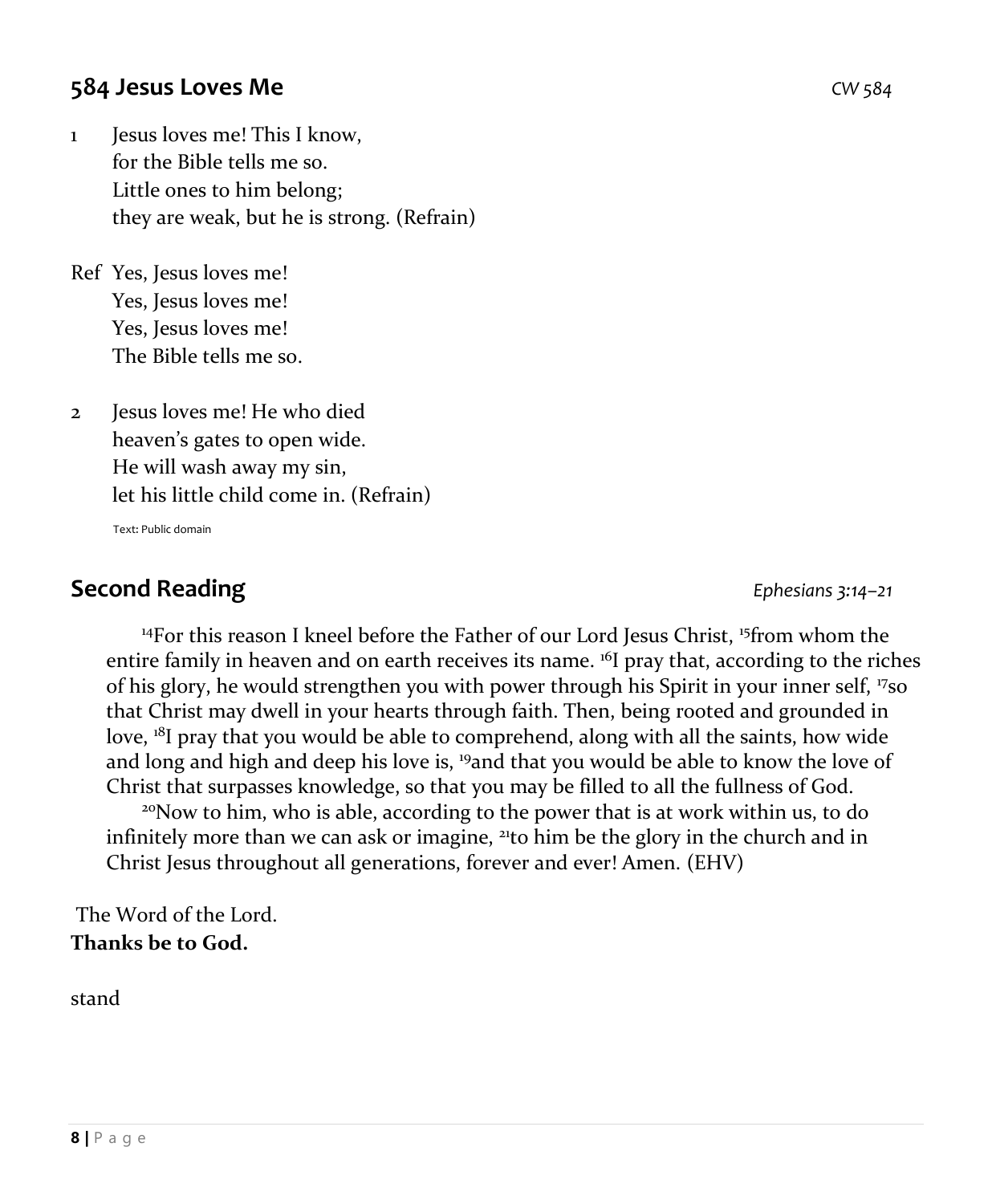## 584 Jesus Loves Me

*CW 584*

1 Jesus loves me! This I know,
for the Bible tells me so.
Little ones to him belong;
they are weak, but he is strong. (Refrain)

Ref Yes, Jesus loves me!
Yes, Jesus loves me!
Yes, Jesus loves me!
The Bible tells me so.

2 Jesus loves me! He who died
heaven's gates to open wide.
He will wash away my sin,
let his little child come in. (Refrain)

Text: Public domain

## Second Reading

*Ephesians 3:14–21*

[14]For this reason I kneel before the Father of our Lord Jesus Christ, [15]from whom the entire family in heaven and on earth receives its name. [16]I pray that, according to the riches of his glory, he would strengthen you with power through his Spirit in your inner self, [17]so that Christ may dwell in your hearts through faith. Then, being rooted and grounded in love, [18]I pray that you would be able to comprehend, along with all the saints, how wide and long and high and deep his love is, [19]and that you would be able to know the love of Christ that surpasses knowledge, so that you may be filled to all the fullness of God.

[20]Now to him, who is able, according to the power that is at work within us, to do infinitely more than we can ask or imagine, [21]to him be the glory in the church and in Christ Jesus throughout all generations, forever and ever! Amen. (EHV)

The Word of the Lord.
**Thanks be to God.**

stand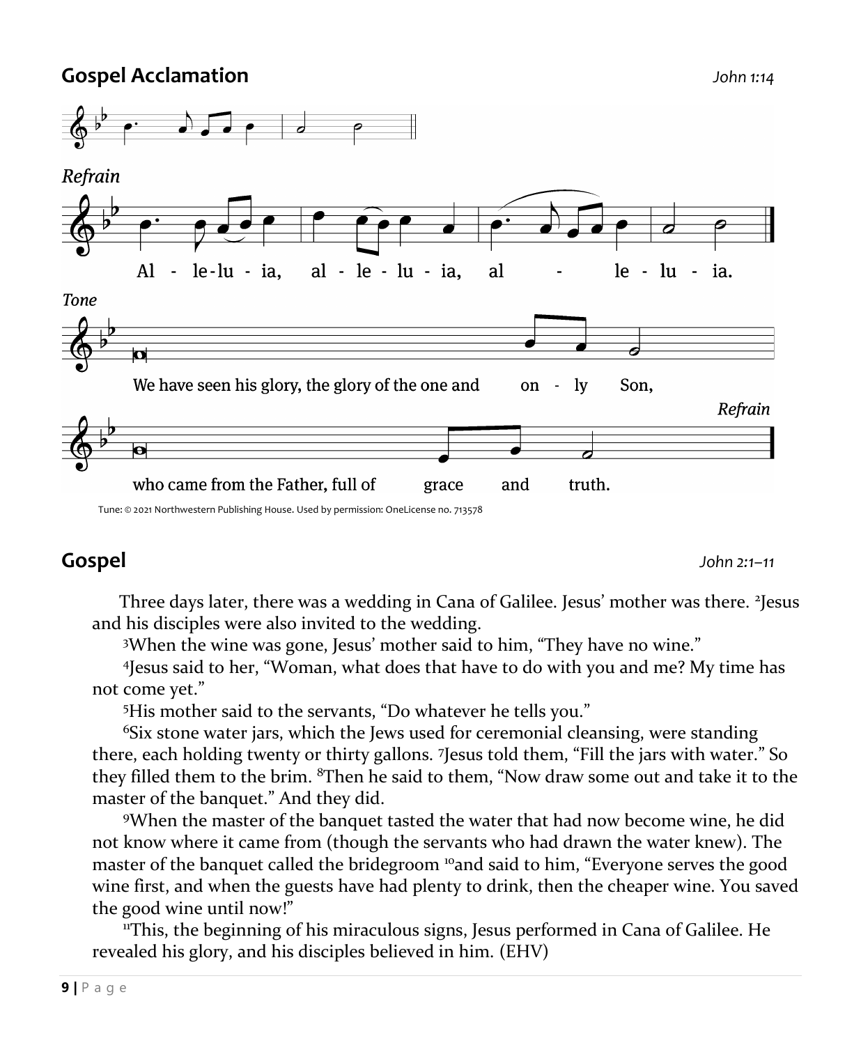## Gospel Acclamation

*John 1:14*

*Refrain*

Al - le-lu - ia, al - le - lu - ia, al - le - lu - ia.

*Tone*

We have seen his glory, the glory of the one and on - ly Son,

who came from the Father, full of grace and truth.

*Refrain*

Tune: © 2021 Northwestern Publishing House. Used by permission: OneLicense no. 713578

## Gospel

*John 2:1–11*

Three days later, there was a wedding in Cana of Galilee. Jesus' mother was there. [2]Jesus and his disciples were also invited to the wedding.

[3]When the wine was gone, Jesus' mother said to him, "They have no wine."

[4]Jesus said to her, "Woman, what does that have to do with you and me? My time has not come yet."

[5]His mother said to the servants, "Do whatever he tells you."

[6]Six stone water jars, which the Jews used for ceremonial cleansing, were standing there, each holding twenty or thirty gallons. [7]Jesus told them, "Fill the jars with water." So they filled them to the brim. [8]Then he said to them, "Now draw some out and take it to the master of the banquet." And they did.

[9]When the master of the banquet tasted the water that had now become wine, he did not know where it came from (though the servants who had drawn the water knew). The master of the banquet called the bridegroom [10]and said to him, "Everyone serves the good wine first, and when the guests have had plenty to drink, then the cheaper wine. You saved the good wine until now!"

[11]This, the beginning of his miraculous signs, Jesus performed in Cana of Galilee. He revealed his glory, and his disciples believed in him. (EHV)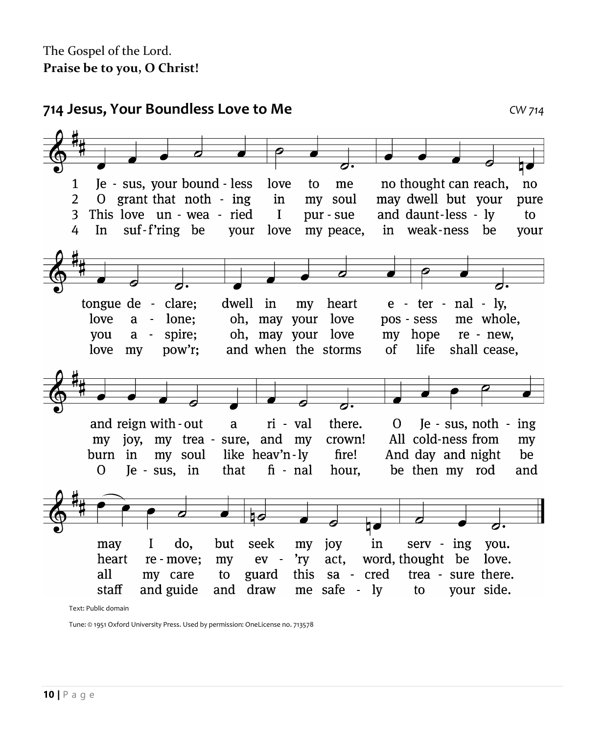The Gospel of the Lord.
**Praise be to you, O Christ!**

## 714 Jesus, Your Boundless Love to Me

CW 714

1 Jesus, your boundless love to me no thought can reach, no tongue declare; dwell in my heart eternally, and reign without a rival there. O Jesus, nothing may I do, but seek my joy in serving you.

2 O grant that nothing in my soul may dwell but your pure love alone; oh, may your love possess me whole, my joy, my treasure, and my crown! All coldness from my heart remove; my ev'ry act, word, thought be love.

3 This love unwearied I pursue and dauntlessly to you aspire; oh, may your love my hope renew, burn in my soul like heav'nly fire! And day and night be all my care to guard this sacred treasure there.

4 In suff'ring be your love my peace, in weakness be your love my pow'r; and when the storms of life shall cease, O Jesus, in that final hour, be then my rod and staff and guide and draw me safely to your side.

Text: Public domain

Tune: © 1951 Oxford University Press. Used by permission: OneLicense no. 713578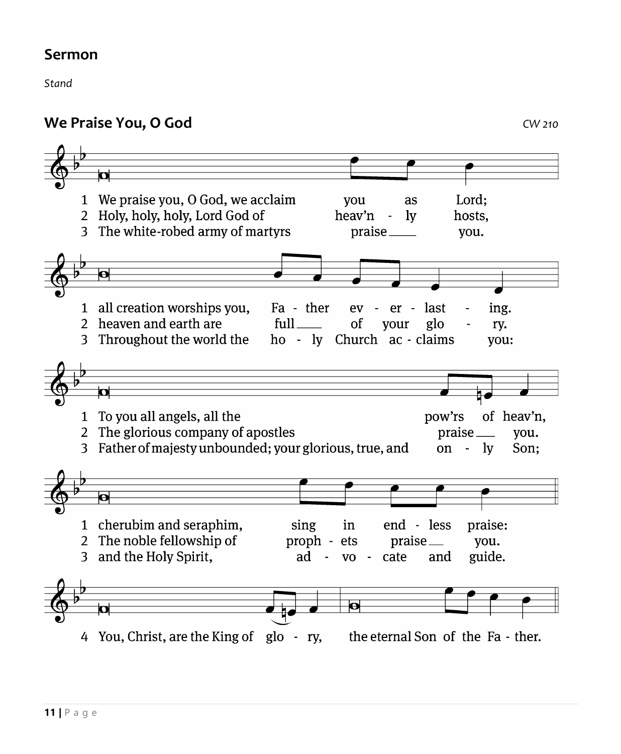## Sermon

*Stand*

## We Praise You, O God

CW 210

1 We praise you, O God, we acclaim you as Lord;
all creation worships you, Father everlasting.
To you all angels, all the pow'rs of heav'n,
cherubim and seraphim, sing in endless praise:

2 Holy, holy, holy, Lord God of heav'nly hosts,
heaven and earth are full of your glory.
The glorious company of apostles praise you.
The noble fellowship of prophets praise you.

3 The white-robed army of martyrs praise you.
Throughout the world the holy Church acclaims you:
Father of majesty unbounded; your glorious, true, and only Son;
and the Holy Spirit, advocate and guide.

4 You, Christ, are the King of glory, the eternal Son of the Father.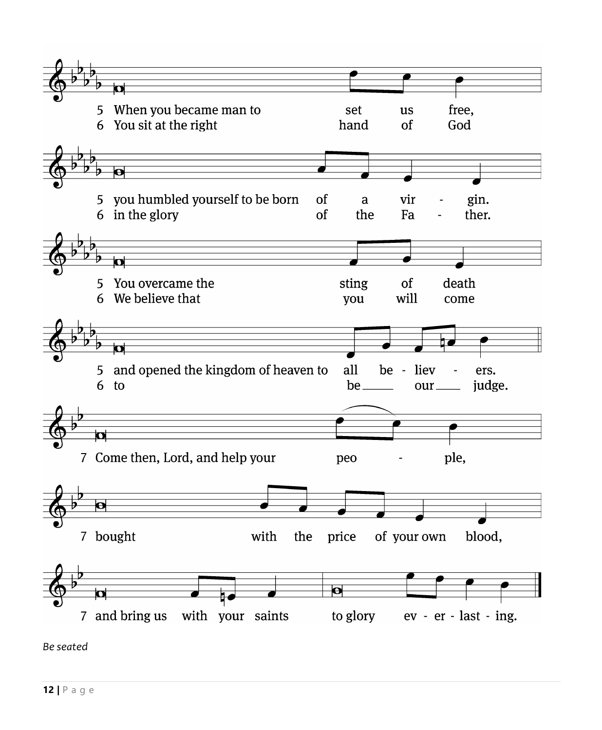5 When you became man to set us free,
6 You sit at the right hand of God

5 you humbled yourself to be born of a vir - gin.
6 in the glory of the Fa - ther.

5 You overcame the sting of death
6 We believe that you will come

5 and opened the kingdom of heaven to all be - liev - ers.
6 to be___ our___ judge.

7 Come then, Lord, and help your peo - ple,

7 bought with the price of your own blood,

7 and bring us with your saints to glory ev - er - last - ing.

*Be seated*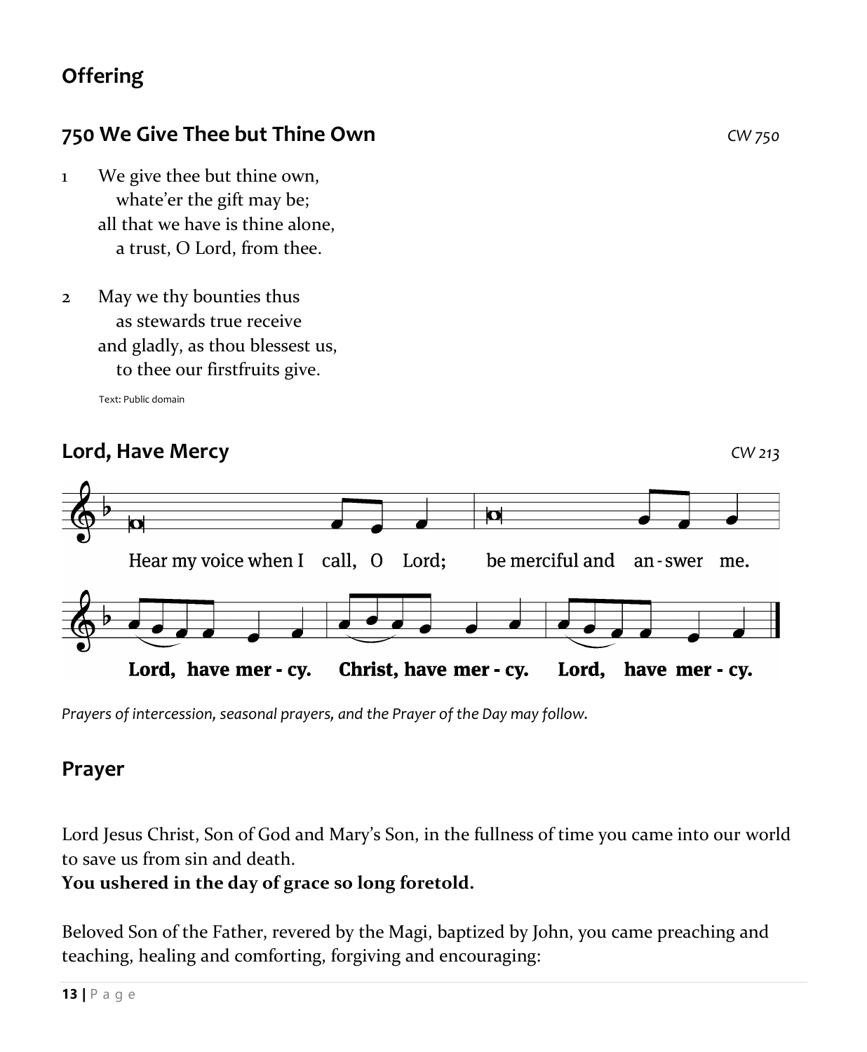## Offering

### 750 We Give Thee but Thine Own

*CW 750*

1 We give thee but thine own,
   whate'er the gift may be;
all that we have is thine alone,
   a trust, O Lord, from thee.

2 May we thy bounties thus
   as stewards true receive
and gladly, as thou blessest us,
   to thee our firstfruits give.

Text: Public domain

### Lord, Have Mercy

*CW 213*

Hear my voice when I call, O Lord; be merciful and an-swer me.

**Lord, have mer-cy. Christ, have mer-cy. Lord, have mer-cy.**

*Prayers of intercession, seasonal prayers, and the Prayer of the Day may follow.*

## Prayer

Lord Jesus Christ, Son of God and Mary's Son, in the fullness of time you came into our world to save us from sin and death.
**You ushered in the day of grace so long foretold.**

Beloved Son of the Father, revered by the Magi, baptized by John, you came preaching and teaching, healing and comforting, forgiving and encouraging: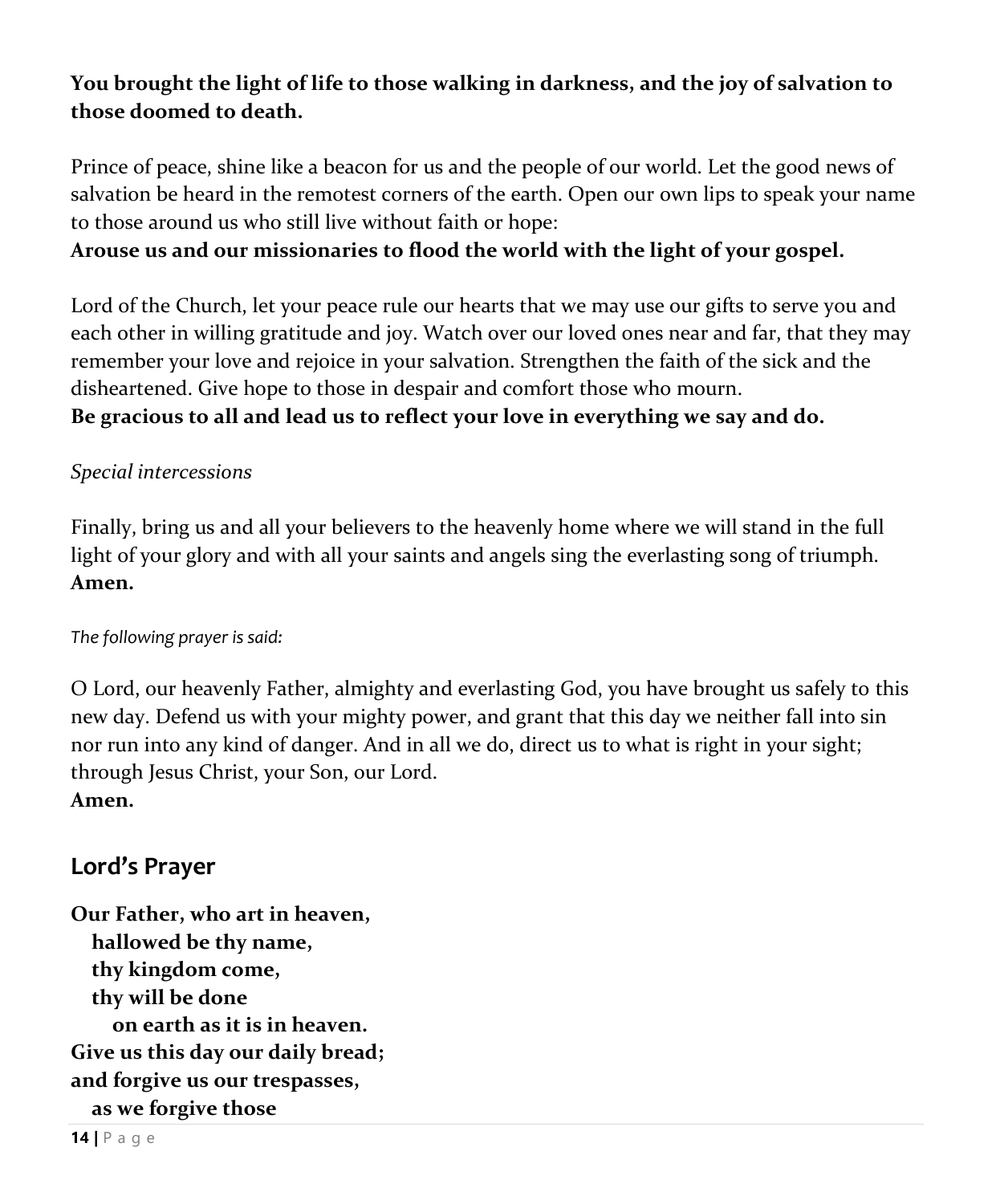**You brought the light of life to those walking in darkness, and the joy of salvation to those doomed to death.**

Prince of peace, shine like a beacon for us and the people of our world. Let the good news of salvation be heard in the remotest corners of the earth. Open our own lips to speak your name to those around us who still live without faith or hope:
**Arouse us and our missionaries to flood the world with the light of your gospel.**

Lord of the Church, let your peace rule our hearts that we may use our gifts to serve you and each other in willing gratitude and joy. Watch over our loved ones near and far, that they may remember your love and rejoice in your salvation. Strengthen the faith of the sick and the disheartened. Give hope to those in despair and comfort those who mourn.
**Be gracious to all and lead us to reflect your love in everything we say and do.**

*Special intercessions*

Finally, bring us and all your believers to the heavenly home where we will stand in the full light of your glory and with all your saints and angels sing the everlasting song of triumph.
**Amen.**

*The following prayer is said:*

O Lord, our heavenly Father, almighty and everlasting God, you have brought us safely to this new day. Defend us with your mighty power, and grant that this day we neither fall into sin nor run into any kind of danger. And in all we do, direct us to what is right in your sight; through Jesus Christ, your Son, our Lord.
**Amen.**

## Lord's Prayer

**Our Father, who art in heaven,**
**hallowed be thy name,**
**thy kingdom come,**
**thy will be done**
**on earth as it is in heaven.**
**Give us this day our daily bread;**
**and forgive us our trespasses,**
**as we forgive those**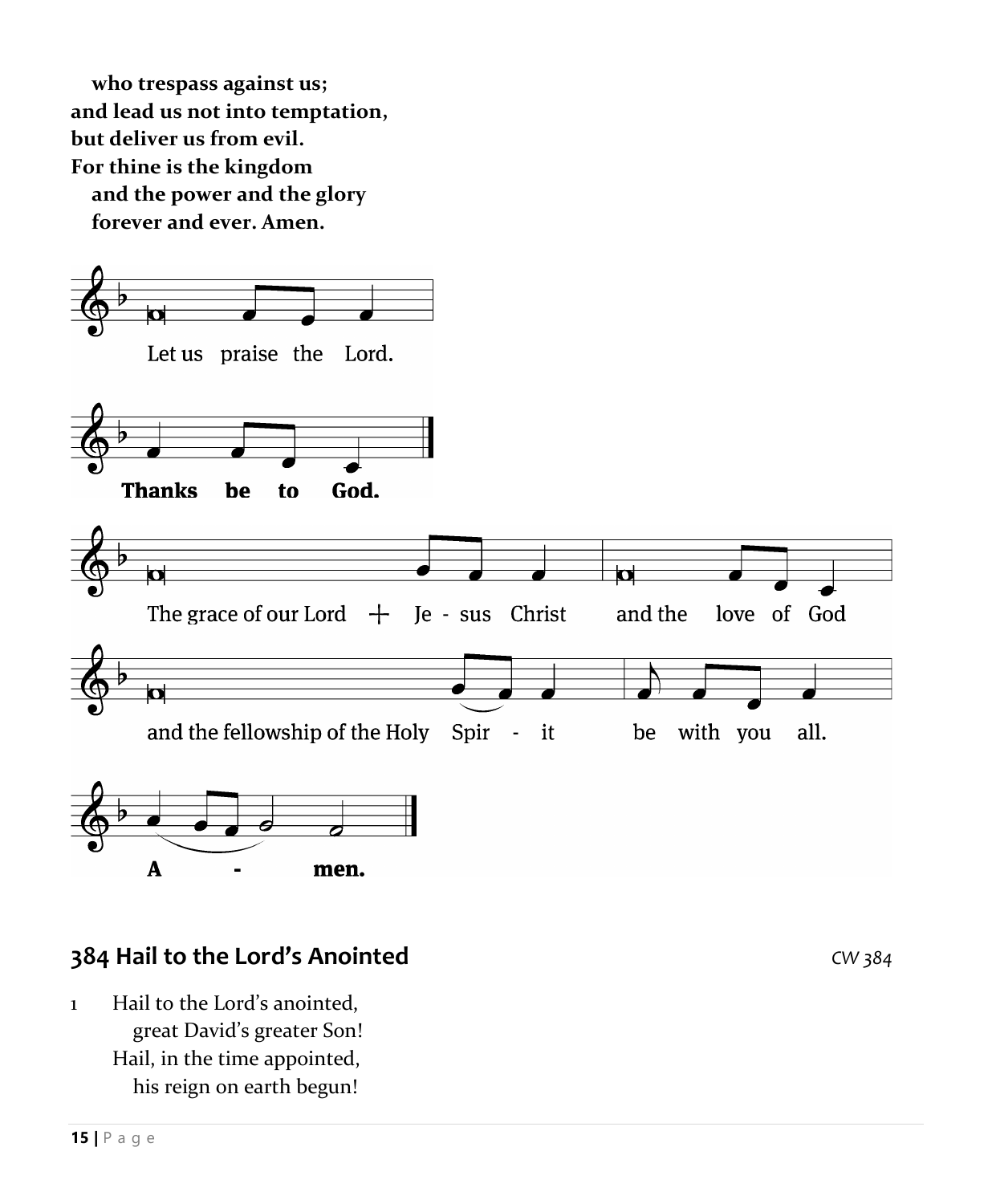**who trespass against us;**
**and lead us not into temptation,**
**but deliver us from evil.**
**For thine is the kingdom**
**and the power and the glory**
**forever and ever. Amen.**

Let us praise the Lord.

**Thanks be to God.**

The grace of our Lord + Je - sus Christ and the love of God and the fellowship of the Holy Spir - it be with you all.

**A - men.**

## 384 Hail to the Lord's Anointed

*CW 384*

1 Hail to the Lord's anointed,
great David's greater Son!
Hail, in the time appointed,
his reign on earth begun!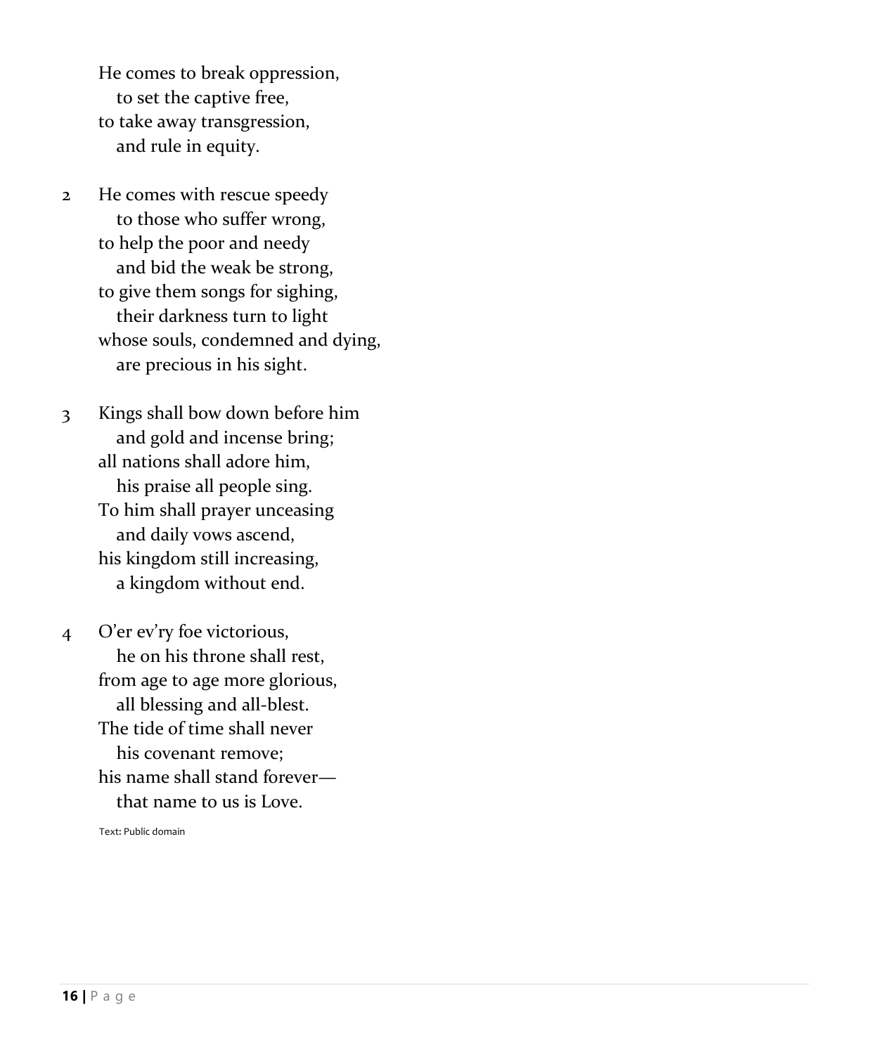He comes to break oppression,
   to set the captive free,
to take away transgression,
   and rule in equity.

2 He comes with rescue speedy
   to those who suffer wrong,
to help the poor and needy
   and bid the weak be strong,
to give them songs for sighing,
   their darkness turn to light
whose souls, condemned and dying,
   are precious in his sight.

3 Kings shall bow down before him
   and gold and incense bring;
all nations shall adore him,
   his praise all people sing.
To him shall prayer unceasing
   and daily vows ascend,
his kingdom still increasing,
   a kingdom without end.

4 O'er ev'ry foe victorious,
   he on his throne shall rest,
from age to age more glorious,
   all blessing and all-blest.
The tide of time shall never
   his covenant remove;
his name shall stand forever—
   that name to us is Love.

Text: Public domain